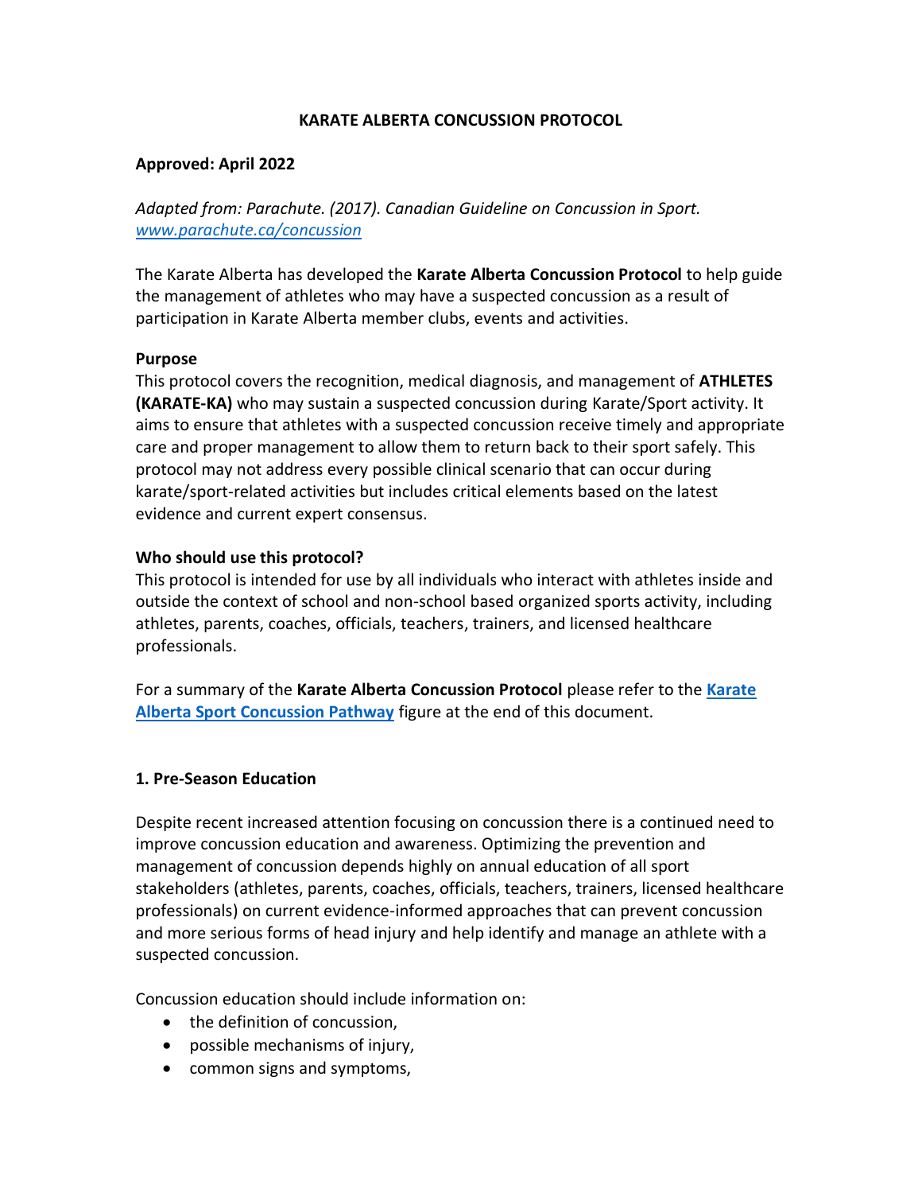# KARATE ALBERTA CONCUSSION PROTOCOL

**Approved: April 2022**

*Adapted from: Parachute. (2017). Canadian Guideline on Concussion in Sport.* *[www.parachute.ca/concussion](www.parachute.ca/concussion)*

The Karate Alberta has developed the **Karate Alberta Concussion Protocol** to help guide the management of athletes who may have a suspected concussion as a result of participation in Karate Alberta member clubs, events and activities.

**Purpose**

This protocol covers the recognition, medical diagnosis, and management of **ATHLETES (KARATE-KA)** who may sustain a suspected concussion during Karate/Sport activity. It aims to ensure that athletes with a suspected concussion receive timely and appropriate care and proper management to allow them to return back to their sport safely. This protocol may not address every possible clinical scenario that can occur during karate/sport-related activities but includes critical elements based on the latest evidence and current expert consensus.

**Who should use this protocol?**

This protocol is intended for use by all individuals who interact with athletes inside and outside the context of school and non-school based organized sports activity, including athletes, parents, coaches, officials, teachers, trainers, and licensed healthcare professionals.

For a summary of the **Karate Alberta Concussion Protocol** please refer to the **Karate Alberta Sport Concussion Pathway** figure at the end of this document.

## 1. Pre-Season Education

Despite recent increased attention focusing on concussion there is a continued need to improve concussion education and awareness. Optimizing the prevention and management of concussion depends highly on annual education of all sport stakeholders (athletes, parents, coaches, officials, teachers, trainers, licensed healthcare professionals) on current evidence-informed approaches that can prevent concussion and more serious forms of head injury and help identify and manage an athlete with a suspected concussion.

Concussion education should include information on:

- the definition of concussion,
- possible mechanisms of injury,
- common signs and symptoms,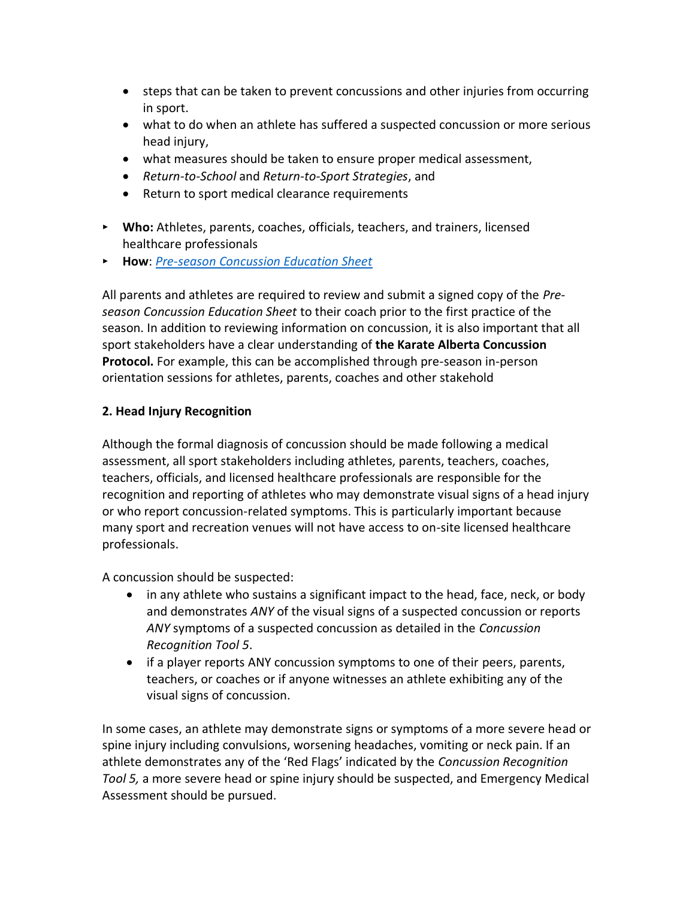- steps that can be taken to prevent concussions and other injuries from occurring in sport.
- what to do when an athlete has suffered a suspected concussion or more serious head injury,
- what measures should be taken to ensure proper medical assessment,
- *Return-to-School* and *Return-to-Sport Strategies*, and
- Return to sport medical clearance requirements

- **Who:** Athletes, parents, coaches, officials, teachers, and trainers, licensed healthcare professionals
- **How**: *Pre-season Concussion Education Sheet*

All parents and athletes are required to review and submit a signed copy of the *Pre-season Concussion Education Sheet* to their coach prior to the first practice of the season. In addition to reviewing information on concussion, it is also important that all sport stakeholders have a clear understanding of **the Karate Alberta Concussion Protocol.** For example, this can be accomplished through pre-season in-person orientation sessions for athletes, parents, coaches and other stakehold

**2. Head Injury Recognition**

Although the formal diagnosis of concussion should be made following a medical assessment, all sport stakeholders including athletes, parents, teachers, coaches, teachers, officials, and licensed healthcare professionals are responsible for the recognition and reporting of athletes who may demonstrate visual signs of a head injury or who report concussion-related symptoms. This is particularly important because many sport and recreation venues will not have access to on-site licensed healthcare professionals.

A concussion should be suspected:

- in any athlete who sustains a significant impact to the head, face, neck, or body and demonstrates *ANY* of the visual signs of a suspected concussion or reports *ANY* symptoms of a suspected concussion as detailed in the *Concussion Recognition Tool 5*.
- if a player reports ANY concussion symptoms to one of their peers, parents, teachers, or coaches or if anyone witnesses an athlete exhibiting any of the visual signs of concussion.

In some cases, an athlete may demonstrate signs or symptoms of a more severe head or spine injury including convulsions, worsening headaches, vomiting or neck pain. If an athlete demonstrates any of the 'Red Flags' indicated by the *Concussion Recognition Tool 5,* a more severe head or spine injury should be suspected, and Emergency Medical Assessment should be pursued.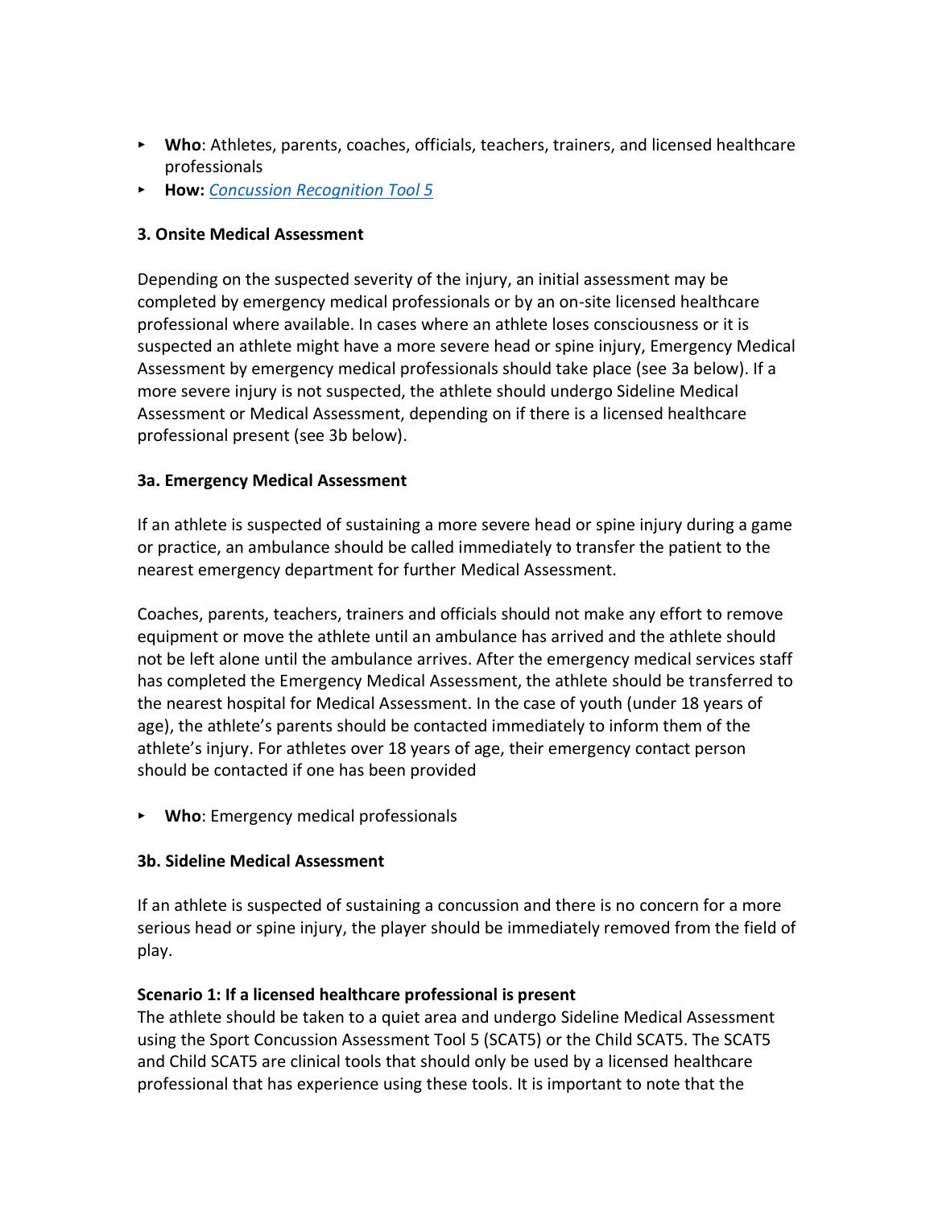- **Who**: Athletes, parents, coaches, officials, teachers, trainers, and licensed healthcare professionals
- **How:** *Concussion Recognition Tool 5*

**3. Onsite Medical Assessment**

Depending on the suspected severity of the injury, an initial assessment may be completed by emergency medical professionals or by an on-site licensed healthcare professional where available. In cases where an athlete loses consciousness or it is suspected an athlete might have a more severe head or spine injury, Emergency Medical Assessment by emergency medical professionals should take place (see 3a below). If a more severe injury is not suspected, the athlete should undergo Sideline Medical Assessment or Medical Assessment, depending on if there is a licensed healthcare professional present (see 3b below).

**3a. Emergency Medical Assessment**

If an athlete is suspected of sustaining a more severe head or spine injury during a game or practice, an ambulance should be called immediately to transfer the patient to the nearest emergency department for further Medical Assessment.

Coaches, parents, teachers, trainers and officials should not make any effort to remove equipment or move the athlete until an ambulance has arrived and the athlete should not be left alone until the ambulance arrives. After the emergency medical services staff has completed the Emergency Medical Assessment, the athlete should be transferred to the nearest hospital for Medical Assessment. In the case of youth (under 18 years of age), the athlete's parents should be contacted immediately to inform them of the athlete's injury. For athletes over 18 years of age, their emergency contact person should be contacted if one has been provided

- **Who**: Emergency medical professionals

**3b. Sideline Medical Assessment**

If an athlete is suspected of sustaining a concussion and there is no concern for a more serious head or spine injury, the player should be immediately removed from the field of play.

**Scenario 1: If a licensed healthcare professional is present**
The athlete should be taken to a quiet area and undergo Sideline Medical Assessment using the Sport Concussion Assessment Tool 5 (SCAT5) or the Child SCAT5. The SCAT5 and Child SCAT5 are clinical tools that should only be used by a licensed healthcare professional that has experience using these tools. It is important to note that the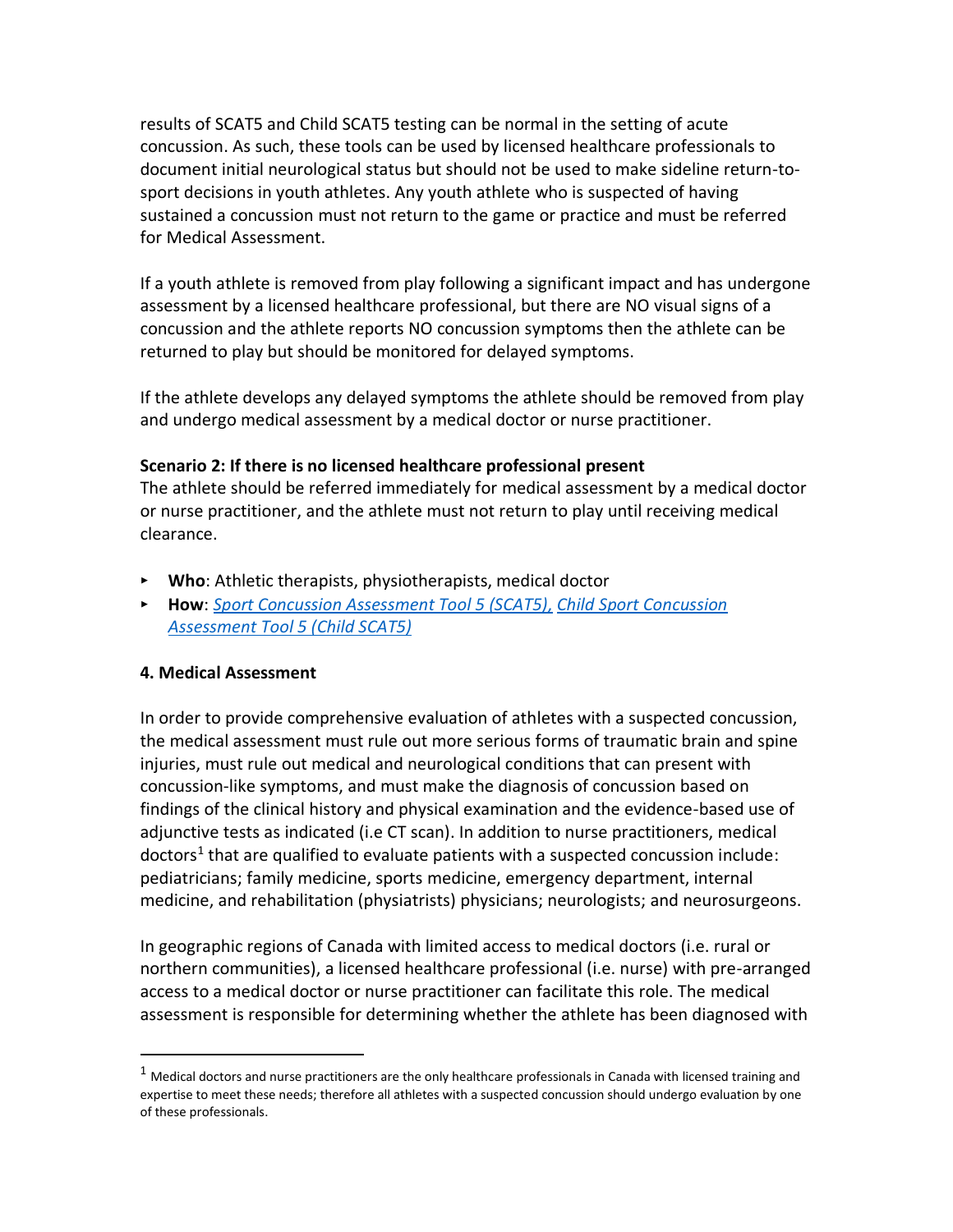results of SCAT5 and Child SCAT5 testing can be normal in the setting of acute concussion. As such, these tools can be used by licensed healthcare professionals to document initial neurological status but should not be used to make sideline return-to-sport decisions in youth athletes. Any youth athlete who is suspected of having sustained a concussion must not return to the game or practice and must be referred for Medical Assessment.

If a youth athlete is removed from play following a significant impact and has undergone assessment by a licensed healthcare professional, but there are NO visual signs of a concussion and the athlete reports NO concussion symptoms then the athlete can be returned to play but should be monitored for delayed symptoms.

If the athlete develops any delayed symptoms the athlete should be removed from play and undergo medical assessment by a medical doctor or nurse practitioner.

**Scenario 2: If there is no licensed healthcare professional present**
The athlete should be referred immediately for medical assessment by a medical doctor or nurse practitioner, and the athlete must not return to play until receiving medical clearance.

- **Who**: Athletic therapists, physiotherapists, medical doctor
- **How**: *Sport Concussion Assessment Tool 5 (SCAT5), Child Sport Concussion Assessment Tool 5 (Child SCAT5)*

#### 4. Medical Assessment

In order to provide comprehensive evaluation of athletes with a suspected concussion, the medical assessment must rule out more serious forms of traumatic brain and spine injuries, must rule out medical and neurological conditions that can present with concussion-like symptoms, and must make the diagnosis of concussion based on findings of the clinical history and physical examination and the evidence-based use of adjunctive tests as indicated (i.e CT scan). In addition to nurse practitioners, medical doctors[1] that are qualified to evaluate patients with a suspected concussion include: pediatricians; family medicine, sports medicine, emergency department, internal medicine, and rehabilitation (physiatrists) physicians; neurologists; and neurosurgeons.

In geographic regions of Canada with limited access to medical doctors (i.e. rural or northern communities), a licensed healthcare professional (i.e. nurse) with pre-arranged access to a medical doctor or nurse practitioner can facilitate this role. The medical assessment is responsible for determining whether the athlete has been diagnosed with

---

[1] Medical doctors and nurse practitioners are the only healthcare professionals in Canada with licensed training and expertise to meet these needs; therefore all athletes with a suspected concussion should undergo evaluation by one of these professionals.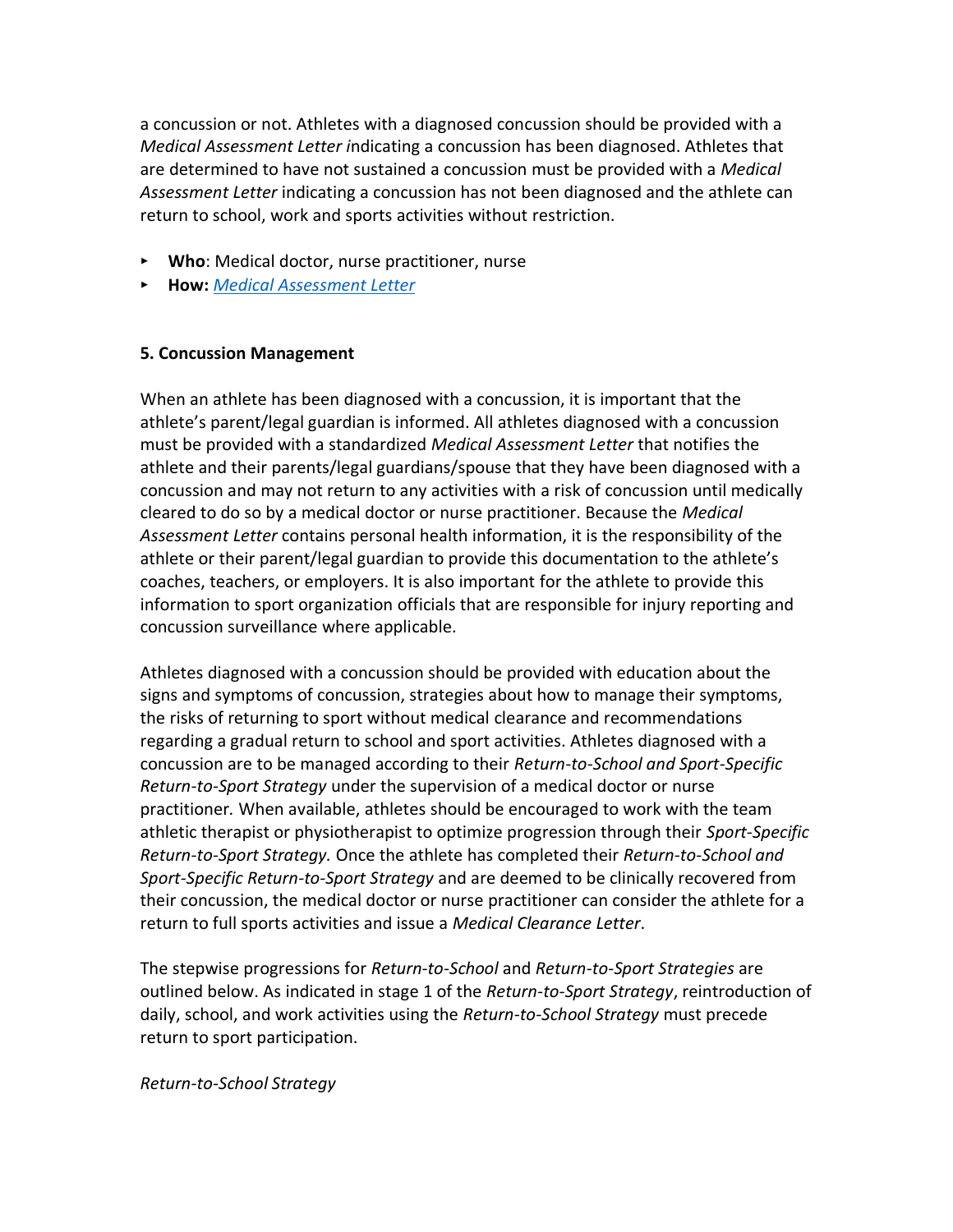a concussion or not. Athletes with a diagnosed concussion should be provided with a *Medical Assessment Letter* indicating a concussion has been diagnosed. Athletes that are determined to have not sustained a concussion must be provided with a *Medical Assessment Letter* indicating a concussion has not been diagnosed and the athlete can return to school, work and sports activities without restriction.

- **Who**: Medical doctor, nurse practitioner, nurse
- **How:** *Medical Assessment Letter*

**5. Concussion Management**

When an athlete has been diagnosed with a concussion, it is important that the athlete's parent/legal guardian is informed. All athletes diagnosed with a concussion must be provided with a standardized *Medical Assessment Letter* that notifies the athlete and their parents/legal guardians/spouse that they have been diagnosed with a concussion and may not return to any activities with a risk of concussion until medically cleared to do so by a medical doctor or nurse practitioner. Because the *Medical Assessment Letter* contains personal health information, it is the responsibility of the athlete or their parent/legal guardian to provide this documentation to the athlete's coaches, teachers, or employers. It is also important for the athlete to provide this information to sport organization officials that are responsible for injury reporting and concussion surveillance where applicable.

Athletes diagnosed with a concussion should be provided with education about the signs and symptoms of concussion, strategies about how to manage their symptoms, the risks of returning to sport without medical clearance and recommendations regarding a gradual return to school and sport activities. Athletes diagnosed with a concussion are to be managed according to their *Return-to-School and Sport-Specific Return-to-Sport Strategy* under the supervision of a medical doctor or nurse practitioner. When available, athletes should be encouraged to work with the team athletic therapist or physiotherapist to optimize progression through their *Sport-Specific Return-to-Sport Strategy.* Once the athlete has completed their *Return-to-School and Sport-Specific Return-to-Sport Strategy* and are deemed to be clinically recovered from their concussion, the medical doctor or nurse practitioner can consider the athlete for a return to full sports activities and issue a *Medical Clearance Letter*.

The stepwise progressions for *Return-to-School* and *Return-to-Sport Strategies* are outlined below. As indicated in stage 1 of the *Return-to-Sport Strategy*, reintroduction of daily, school, and work activities using the *Return-to-School Strategy* must precede return to sport participation.

*Return-to-School Strategy*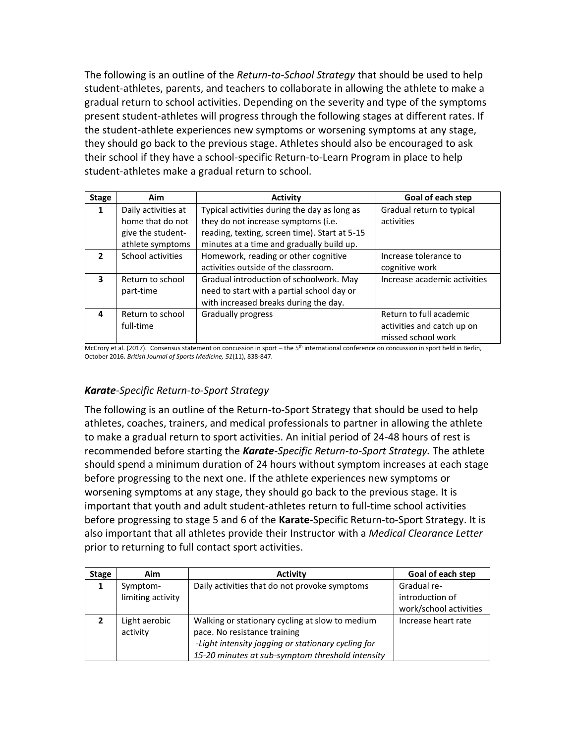The following is an outline of the *Return-to-School Strategy* that should be used to help student-athletes, parents, and teachers to collaborate in allowing the athlete to make a gradual return to school activities. Depending on the severity and type of the symptoms present student-athletes will progress through the following stages at different rates. If the student-athlete experiences new symptoms or worsening symptoms at any stage, they should go back to the previous stage. Athletes should also be encouraged to ask their school if they have a school-specific Return-to-Learn Program in place to help student-athletes make a gradual return to school.

| Stage | Aim | Activity | Goal of each step |
|---|---|---|---|
| 1 | Daily activities at home that do not give the student-athlete symptoms | Typical activities during the day as long as they do not increase symptoms (i.e. reading, texting, screen time). Start at 5-15 minutes at a time and gradually build up. | Gradual return to typical activities |
| 2 | School activities | Homework, reading or other cognitive activities outside of the classroom. | Increase tolerance to cognitive work |
| 3 | Return to school part-time | Gradual introduction of schoolwork. May need to start with a partial school day or with increased breaks during the day. | Increase academic activities |
| 4 | Return to school full-time | Gradually progress | Return to full academic activities and catch up on missed school work |

McCrory et al. (2017). Consensus statement on concussion in sport – the 5th international conference on concussion in sport held in Berlin, October 2016. *British Journal of Sports Medicine, 51*(11), 838-847.

### ***Karate****-Specific Return-to-Sport Strategy*

The following is an outline of the Return-to-Sport Strategy that should be used to help athletes, coaches, trainers, and medical professionals to partner in allowing the athlete to make a gradual return to sport activities. An initial period of 24-48 hours of rest is recommended before starting the ***Karate****-Specific Return-to-Sport Strategy.* The athlete should spend a minimum duration of 24 hours without symptom increases at each stage before progressing to the next one. If the athlete experiences new symptoms or worsening symptoms at any stage, they should go back to the previous stage. It is important that youth and adult student-athletes return to full-time school activities before progressing to stage 5 and 6 of the **Karate**-Specific Return-to-Sport Strategy. It is also important that all athletes provide their Instructor with a *Medical Clearance Letter* prior to returning to full contact sport activities.

| Stage | Aim | Activity | Goal of each step |
|---|---|---|---|
| 1 | Symptom-limiting activity | Daily activities that do not provoke symptoms | Gradual re-introduction of work/school activities |
| 2 | Light aerobic activity | Walking or stationary cycling at slow to medium pace. No resistance training<br>*-Light intensity jogging or stationary cycling for 15-20 minutes at sub-symptom threshold intensity* | Increase heart rate |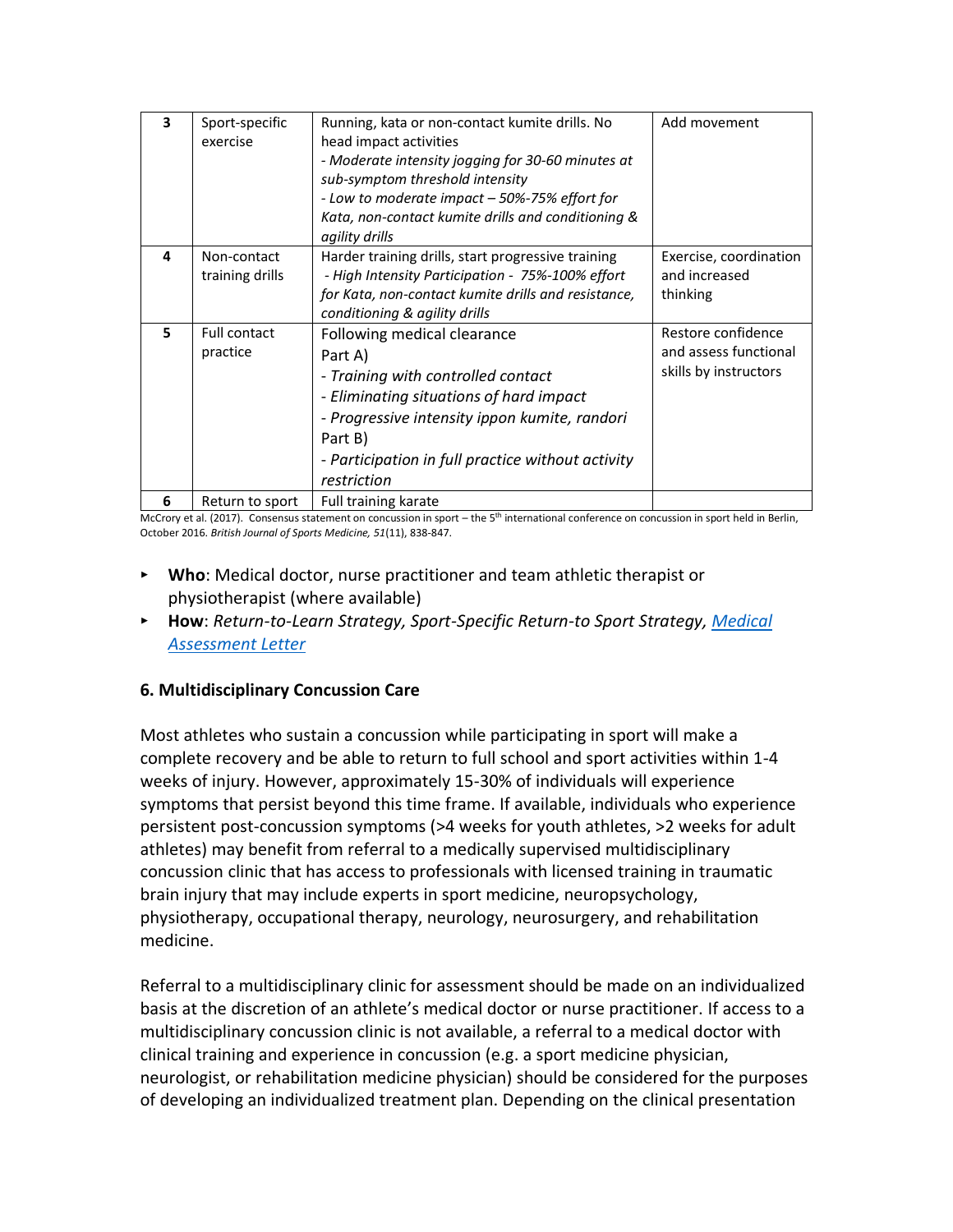| 3 | Sport-specific exercise | Running, kata or non-contact kumite drills. No head impact activities<br>*- Moderate intensity jogging for 30-60 minutes at sub-symptom threshold intensity*<br>*- Low to moderate impact – 50%-75% effort for Kata, non-contact kumite drills and conditioning & agility drills* | Add movement |
|---|---|---|---|
| 4 | Non-contact training drills | Harder training drills, start progressive training<br>*- High Intensity Participation - 75%-100% effort for Kata, non-contact kumite drills and resistance, conditioning & agility drills* | Exercise, coordination and increased thinking |
| 5 | Full contact practice | Following medical clearance<br>Part A)<br>*- Training with controlled contact*<br>*- Eliminating situations of hard impact*<br>*- Progressive intensity ippon kumite, randori*<br>Part B)<br>*- Participation in full practice without activity restriction* | Restore confidence and assess functional skills by instructors |
| 6 | Return to sport | Full training karate | |

McCrory et al. (2017). Consensus statement on concussion in sport – the 5th international conference on concussion in sport held in Berlin, October 2016. *British Journal of Sports Medicine, 51*(11), 838-847.

- **Who**: Medical doctor, nurse practitioner and team athletic therapist or physiotherapist (where available)
- **How**: *Return-to-Learn Strategy, Sport-Specific Return-to Sport Strategy, Medical Assessment Letter*

### 6. Multidisciplinary Concussion Care

Most athletes who sustain a concussion while participating in sport will make a complete recovery and be able to return to full school and sport activities within 1-4 weeks of injury. However, approximately 15-30% of individuals will experience symptoms that persist beyond this time frame. If available, individuals who experience persistent post-concussion symptoms (>4 weeks for youth athletes, >2 weeks for adult athletes) may benefit from referral to a medically supervised multidisciplinary concussion clinic that has access to professionals with licensed training in traumatic brain injury that may include experts in sport medicine, neuropsychology, physiotherapy, occupational therapy, neurology, neurosurgery, and rehabilitation medicine.

Referral to a multidisciplinary clinic for assessment should be made on an individualized basis at the discretion of an athlete's medical doctor or nurse practitioner. If access to a multidisciplinary concussion clinic is not available, a referral to a medical doctor with clinical training and experience in concussion (e.g. a sport medicine physician, neurologist, or rehabilitation medicine physician) should be considered for the purposes of developing an individualized treatment plan. Depending on the clinical presentation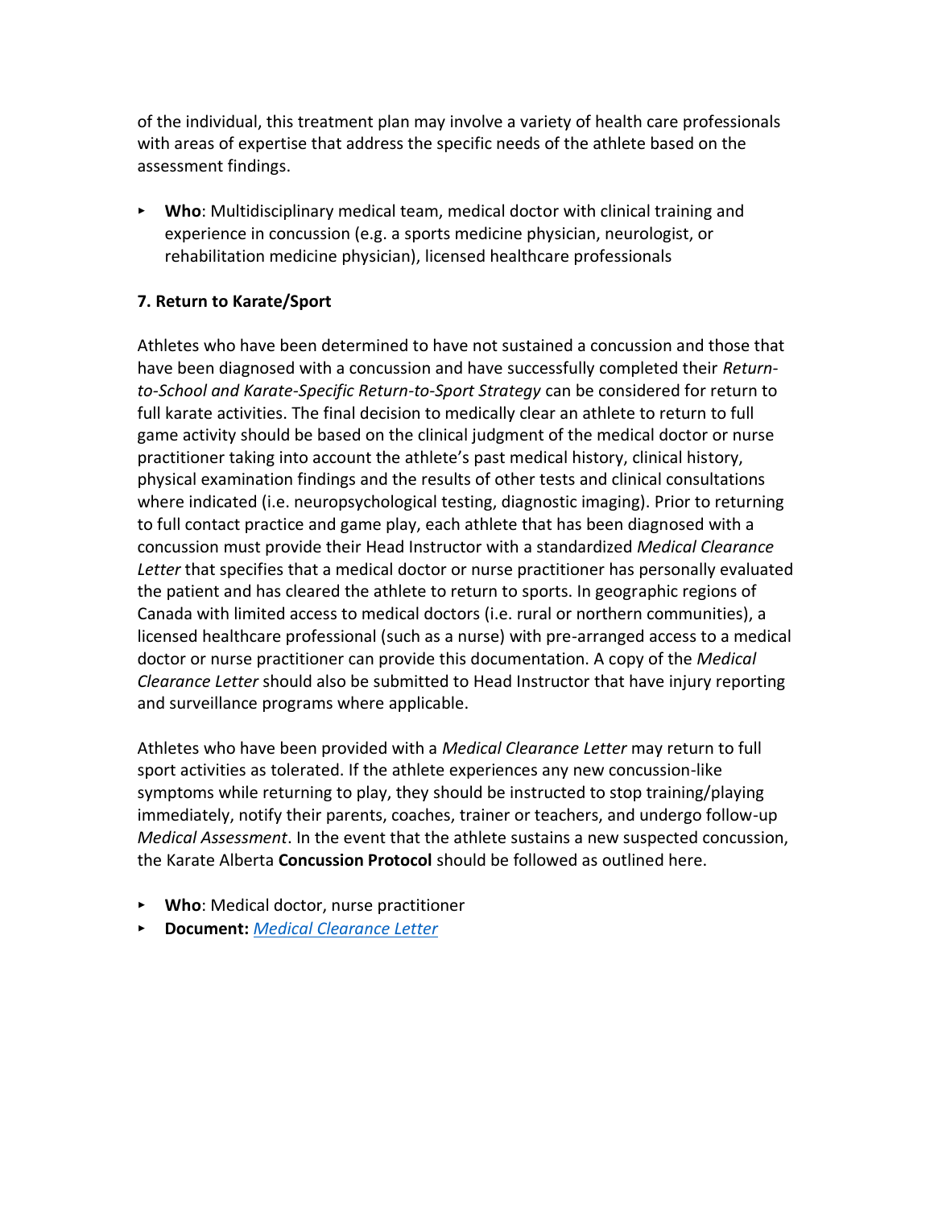of the individual, this treatment plan may involve a variety of health care professionals with areas of expertise that address the specific needs of the athlete based on the assessment findings.

- **Who**: Multidisciplinary medical team, medical doctor with clinical training and experience in concussion (e.g. a sports medicine physician, neurologist, or rehabilitation medicine physician), licensed healthcare professionals

**7. Return to Karate/Sport**

Athletes who have been determined to have not sustained a concussion and those that have been diagnosed with a concussion and have successfully completed their *Return-to-School and Karate-Specific Return-to-Sport Strategy* can be considered for return to full karate activities. The final decision to medically clear an athlete to return to full game activity should be based on the clinical judgment of the medical doctor or nurse practitioner taking into account the athlete's past medical history, clinical history, physical examination findings and the results of other tests and clinical consultations where indicated (i.e. neuropsychological testing, diagnostic imaging). Prior to returning to full contact practice and game play, each athlete that has been diagnosed with a concussion must provide their Head Instructor with a standardized *Medical Clearance Letter* that specifies that a medical doctor or nurse practitioner has personally evaluated the patient and has cleared the athlete to return to sports. In geographic regions of Canada with limited access to medical doctors (i.e. rural or northern communities), a licensed healthcare professional (such as a nurse) with pre-arranged access to a medical doctor or nurse practitioner can provide this documentation. A copy of the *Medical Clearance Letter* should also be submitted to Head Instructor that have injury reporting and surveillance programs where applicable.

Athletes who have been provided with a *Medical Clearance Letter* may return to full sport activities as tolerated. If the athlete experiences any new concussion-like symptoms while returning to play, they should be instructed to stop training/playing immediately, notify their parents, coaches, trainer or teachers, and undergo follow-up *Medical Assessment*. In the event that the athlete sustains a new suspected concussion, the Karate Alberta **Concussion Protocol** should be followed as outlined here.

- **Who**: Medical doctor, nurse practitioner
- **Document:** *Medical Clearance Letter*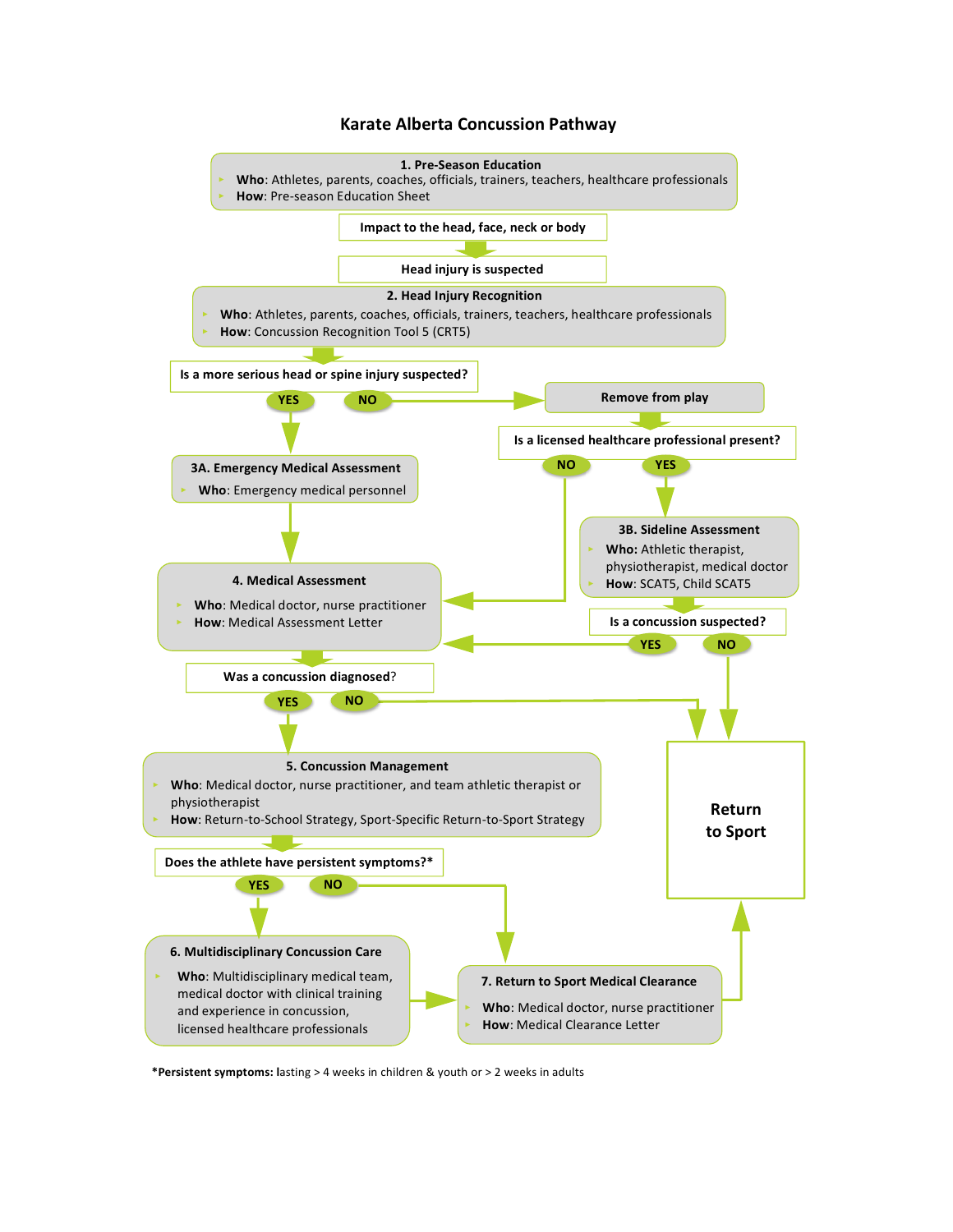# Karate Alberta Concussion Pathway

**1. Pre-Season Education**
- **Who**: Athletes, parents, coaches, officials, trainers, teachers, healthcare professionals
- **How**: Pre-season Education Sheet

**Impact to the head, face, neck or body**

**Head injury is suspected**

**2. Head Injury Recognition**
- **Who**: Athletes, parents, coaches, officials, trainers, teachers, healthcare professionals
- **How**: Concussion Recognition Tool 5 (CRT5)

**Is a more serious head or spine injury suspected?**

YES / NO

**Remove from play**

**Is a licensed healthcare professional present?**

NO / YES

**3A. Emergency Medical Assessment**
- **Who**: Emergency medical personnel

**3B. Sideline Assessment**
- **Who:** Athletic therapist, physiotherapist, medical doctor
- **How**: SCAT5, Child SCAT5

**Is a concussion suspected?**

YES / NO

**4. Medical Assessment**
- **Who**: Medical doctor, nurse practitioner
- **How**: Medical Assessment Letter

**Was a concussion diagnosed**?

YES / NO

**5. Concussion Management**
- **Who**: Medical doctor, nurse practitioner, and team athletic therapist or physiotherapist
- **How**: Return-to-School Strategy, Sport-Specific Return-to-Sport Strategy

**Does the athlete have persistent symptoms?***

YES / NO

**6. Multidisciplinary Concussion Care**
- **Who**: Multidisciplinary medical team, medical doctor with clinical training and experience in concussion, licensed healthcare professionals

**7. Return to Sport Medical Clearance**
- **Who**: Medical doctor, nurse practitioner
- **How**: Medical Clearance Letter

**Return to Sport**

***Persistent symptoms:** lasting > 4 weeks in children & youth or > 2 weeks in adults